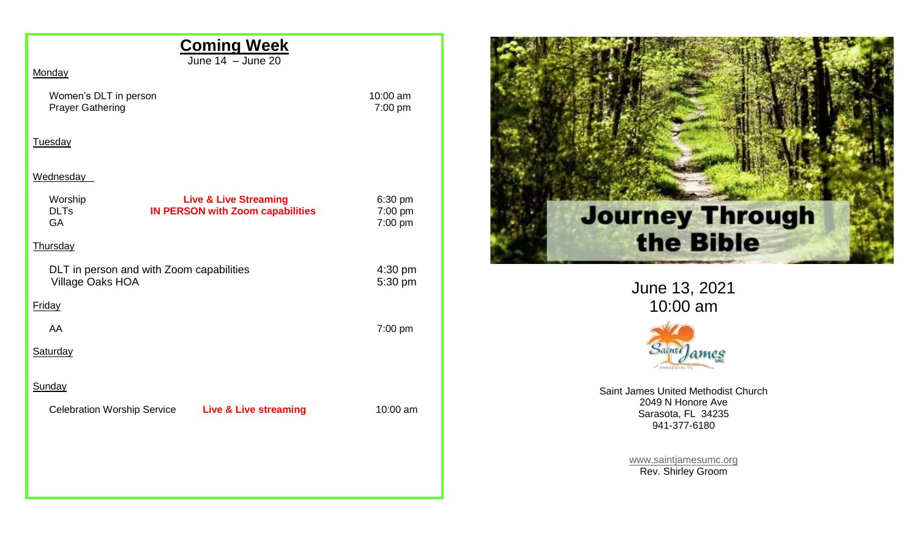## Coming Week

June 14 – June 20

**Monday**

| | | |
|---|---|---|
| Women's DLT in person | | 10:00 am |
| Prayer Gathering | | 7:00 pm |

**Tuesday**

**Wednesday**

| | | |
|---|---|---|
| Worship | **Live & Live Streaming** | 6:30 pm |
| DLTs | **IN PERSON with Zoom capabilities** | 7:00 pm |
| GA | | 7:00 pm |

**Thursday**

| | |
|---|---|
| DLT in person and with Zoom capabilities | 4:30 pm |
| Village Oaks HOA | 5:30 pm |

**Friday**

| | |
|---|---|
| AA | 7:00 pm |

**Saturday**

**Sunday**

| | | |
|---|---|---|
| Celebration Worship Service | **Live & Live streaming** | 10:00 am |

# Journey Through the Bible

June 13, 2021

10:00 am

Saint James United Methodist Church
2049 N Honore Ave
Sarasota, FL 34235
941-377-6180

www.saintjamesumc.org

Rev. Shirley Groom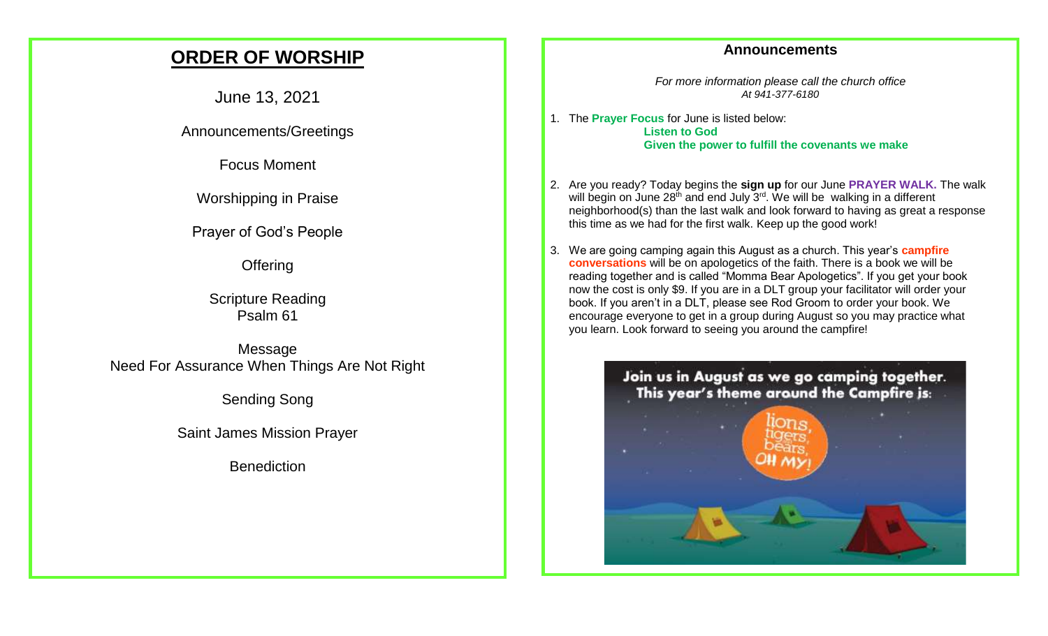# ORDER OF WORSHIP

June 13, 2021

Announcements/Greetings

Focus Moment

Worshipping in Praise

Prayer of God's People

Offering

Scripture Reading
Psalm 61

Message
Need For Assurance When Things Are Not Right

Sending Song

Saint James Mission Prayer

Benediction

## Announcements

*For more information please call the church office*
*At 941-377-6180*

1. The **Prayer Focus** for June is listed below:
   **Listen to God**
   **Given the power to fulfill the covenants we make**

2. Are you ready? Today begins the **sign up** for our June **PRAYER WALK.** The walk will begin on June 28th and end July 3rd. We will be walking in a different neighborhood(s) than the last walk and look forward to having as great a response this time as we had for the first walk. Keep up the good work!

3. We are going camping again this August as a church. This year's **campfire conversations** will be on apologetics of the faith. There is a book we will be reading together and is called "Momma Bear Apologetics". If you get your book now the cost is only $9. If you are in a DLT group your facilitator will order your book. If you aren't in a DLT, please see Rod Groom to order your book. We encourage everyone to get in a group during August so you may practice what you learn. Look forward to seeing you around the campfire!

Join us in August as we go camping together.
This year's theme around the Campfire is:
lions, tigers, bears, OH MY!